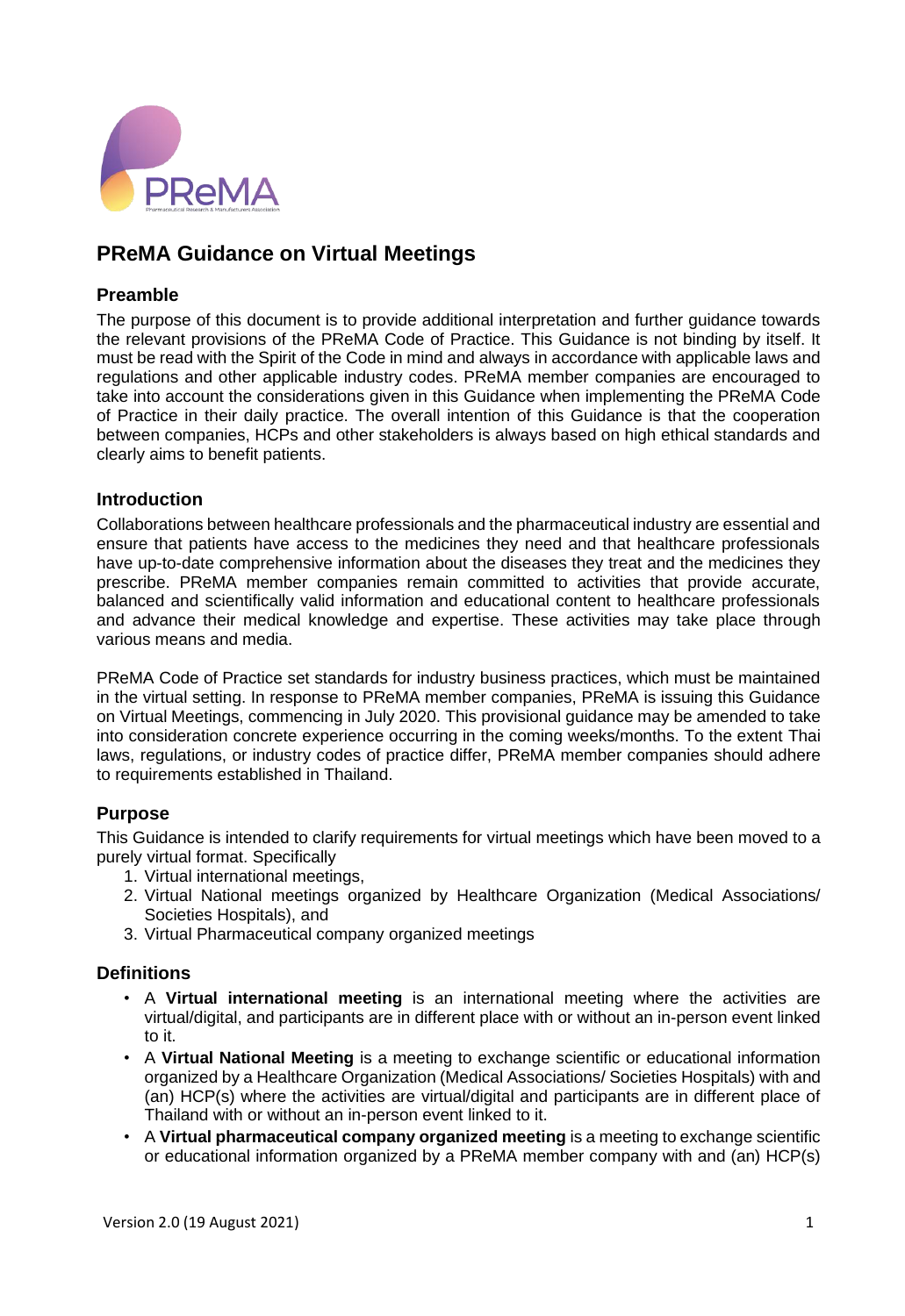# PReMA Guidance on Virtual Meetings

## Preamble

The purpose of this document is to provide additional interpretation and further guidance towards the relevant provisions of the PReMA Code of Practice. This Guidance is not binding by itself. It must be read with the Spirit of the Code in mind and always in accordance with applicable laws and regulations and other applicable industry codes. PReMA member companies are encouraged to take into account the considerations given in this Guidance when implementing the PReMA Code of Practice in their daily practice. The overall intention of this Guidance is that the cooperation between companies, HCPs and other stakeholders is always based on high ethical standards and clearly aims to benefit patients.

## Introduction

Collaborations between healthcare professionals and the pharmaceutical industry are essential and ensure that patients have access to the medicines they need and that healthcare professionals have up-to-date comprehensive information about the diseases they treat and the medicines they prescribe. PReMA member companies remain committed to activities that provide accurate, balanced and scientifically valid information and educational content to healthcare professionals and advance their medical knowledge and expertise. These activities may take place through various means and media.

PReMA Code of Practice set standards for industry business practices, which must be maintained in the virtual setting. In response to PReMA member companies, PReMA is issuing this Guidance on Virtual Meetings, commencing in July 2020. This provisional guidance may be amended to take into consideration concrete experience occurring in the coming weeks/months. To the extent Thai laws, regulations, or industry codes of practice differ, PReMA member companies should adhere to requirements established in Thailand.

## Purpose

This Guidance is intended to clarify requirements for virtual meetings which have been moved to a purely virtual format. Specifically

1. Virtual international meetings,
2. Virtual National meetings organized by Healthcare Organization (Medical Associations/ Societies Hospitals), and
3. Virtual Pharmaceutical company organized meetings

## Definitions

- A **Virtual international meeting** is an international meeting where the activities are virtual/digital, and participants are in different place with or without an in-person event linked to it.
- A **Virtual National Meeting** is a meeting to exchange scientific or educational information organized by a Healthcare Organization (Medical Associations/ Societies Hospitals) with and (an) HCP(s) where the activities are virtual/digital and participants are in different place of Thailand with or without an in-person event linked to it.
- A **Virtual pharmaceutical company organized meeting** is a meeting to exchange scientific or educational information organized by a PReMA member company with and (an) HCP(s)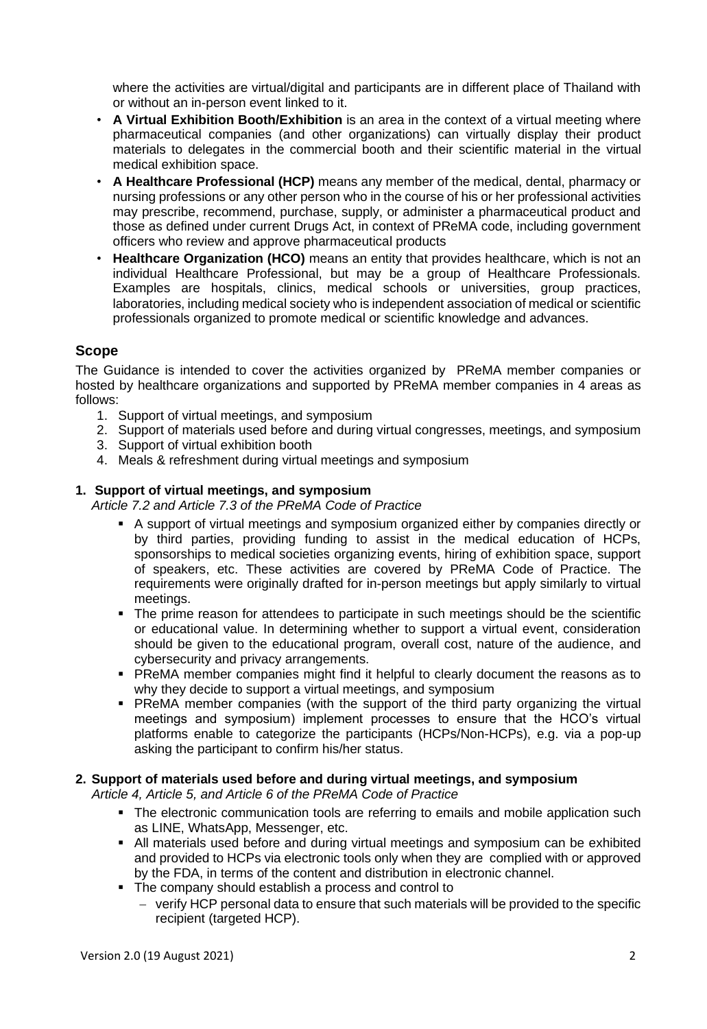where the activities are virtual/digital and participants are in different place of Thailand with or without an in-person event linked to it.

- **A Virtual Exhibition Booth/Exhibition** is an area in the context of a virtual meeting where pharmaceutical companies (and other organizations) can virtually display their product materials to delegates in the commercial booth and their scientific material in the virtual medical exhibition space.
- **A Healthcare Professional (HCP)** means any member of the medical, dental, pharmacy or nursing professions or any other person who in the course of his or her professional activities may prescribe, recommend, purchase, supply, or administer a pharmaceutical product and those as defined under current Drugs Act, in context of PReMA code, including government officers who review and approve pharmaceutical products
- **Healthcare Organization (HCO)** means an entity that provides healthcare, which is not an individual Healthcare Professional, but may be a group of Healthcare Professionals. Examples are hospitals, clinics, medical schools or universities, group practices, laboratories, including medical society who is independent association of medical or scientific professionals organized to promote medical or scientific knowledge and advances.

## Scope

The Guidance is intended to cover the activities organized by PReMA member companies or hosted by healthcare organizations and supported by PReMA member companies in 4 areas as follows:

1. Support of virtual meetings, and symposium
2. Support of materials used before and during virtual congresses, meetings, and symposium
3. Support of virtual exhibition booth
4. Meals & refreshment during virtual meetings and symposium

### 1. Support of virtual meetings, and symposium

*Article 7.2 and Article 7.3 of the PReMA Code of Practice*

- A support of virtual meetings and symposium organized either by companies directly or by third parties, providing funding to assist in the medical education of HCPs, sponsorships to medical societies organizing events, hiring of exhibition space, support of speakers, etc. These activities are covered by PReMA Code of Practice. The requirements were originally drafted for in-person meetings but apply similarly to virtual meetings.
- The prime reason for attendees to participate in such meetings should be the scientific or educational value. In determining whether to support a virtual event, consideration should be given to the educational program, overall cost, nature of the audience, and cybersecurity and privacy arrangements.
- PReMA member companies might find it helpful to clearly document the reasons as to why they decide to support a virtual meetings, and symposium
- PReMA member companies (with the support of the third party organizing the virtual meetings and symposium) implement processes to ensure that the HCO's virtual platforms enable to categorize the participants (HCPs/Non-HCPs), e.g. via a pop-up asking the participant to confirm his/her status.

### 2. Support of materials used before and during virtual meetings, and symposium

*Article 4, Article 5, and Article 6 of the PReMA Code of Practice*

- The electronic communication tools are referring to emails and mobile application such as LINE, WhatsApp, Messenger, etc.
- All materials used before and during virtual meetings and symposium can be exhibited and provided to HCPs via electronic tools only when they are complied with or approved by the FDA, in terms of the content and distribution in electronic channel.
- The company should establish a process and control to
  - verify HCP personal data to ensure that such materials will be provided to the specific recipient (targeted HCP).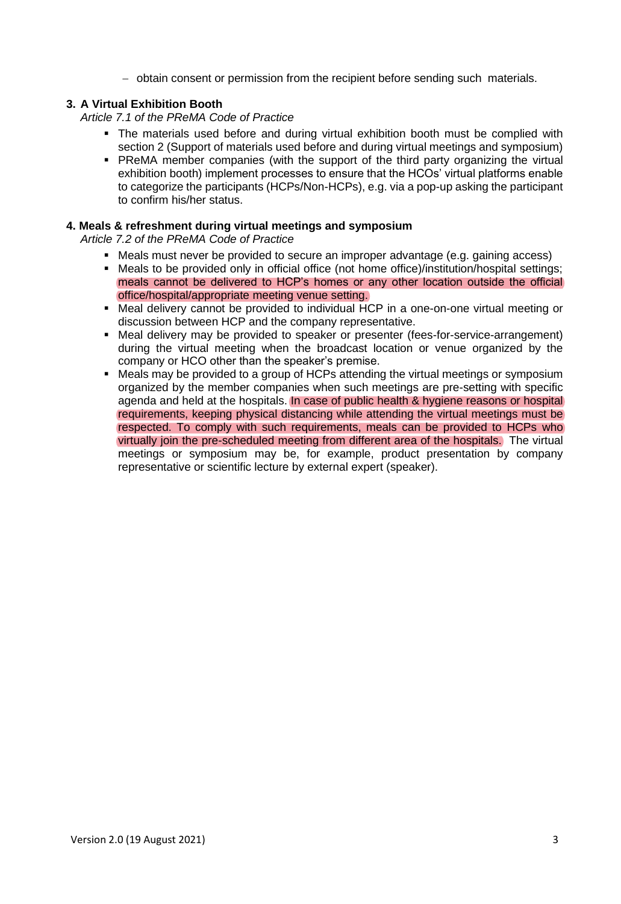– obtain consent or permission from the recipient before sending such materials.

**3. A Virtual Exhibition Booth**

*Article 7.1 of the PReMA Code of Practice*

- The materials used before and during virtual exhibition booth must be complied with section 2 (Support of materials used before and during virtual meetings and symposium)
- PReMA member companies (with the support of the third party organizing the virtual exhibition booth) implement processes to ensure that the HCOs' virtual platforms enable to categorize the participants (HCPs/Non-HCPs), e.g. via a pop-up asking the participant to confirm his/her status.

**4. Meals & refreshment during virtual meetings and symposium**

*Article 7.2 of the PReMA Code of Practice*

- Meals must never be provided to secure an improper advantage (e.g. gaining access)
- Meals to be provided only in official office (not home office)/institution/hospital settings; meals cannot be delivered to HCP's homes or any other location outside the official office/hospital/appropriate meeting venue setting.
- Meal delivery cannot be provided to individual HCP in a one-on-one virtual meeting or discussion between HCP and the company representative.
- Meal delivery may be provided to speaker or presenter (fees-for-service-arrangement) during the virtual meeting when the broadcast location or venue organized by the company or HCO other than the speaker's premise.
- Meals may be provided to a group of HCPs attending the virtual meetings or symposium organized by the member companies when such meetings are pre-setting with specific agenda and held at the hospitals. In case of public health & hygiene reasons or hospital requirements, keeping physical distancing while attending the virtual meetings must be respected. To comply with such requirements, meals can be provided to HCPs who virtually join the pre-scheduled meeting from different area of the hospitals. The virtual meetings or symposium may be, for example, product presentation by company representative or scientific lecture by external expert (speaker).

Version 2.0 (19 August 2021)